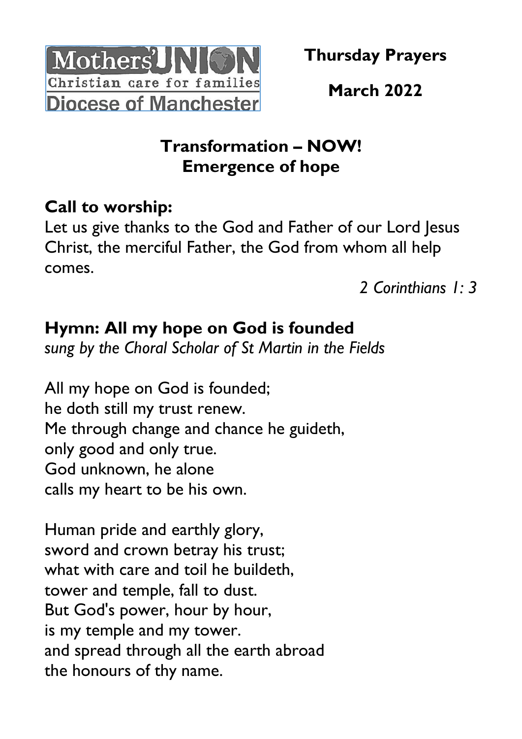Mothers' UNION
Christian care for families
Diocese of Manchester

**Thursday Prayers**

**March 2022**

# Transformation – NOW!
# Emergence of hope

## Call to worship:

Let us give thanks to the God and Father of our Lord Jesus Christ, the merciful Father, the God from whom all help comes.

*2 Corinthians 1: 3*

## Hymn: All my hope on God is founded

*sung by the Choral Scholar of St Martin in the Fields*

All my hope on God is founded;
he doth still my trust renew.
Me through change and chance he guideth,
only good and only true.
God unknown, he alone
calls my heart to be his own.

Human pride and earthly glory,
sword and crown betray his trust;
what with care and toil he buildeth,
tower and temple, fall to dust.
But God's power, hour by hour,
is my temple and my tower.
and spread through all the earth abroad
the honours of thy name.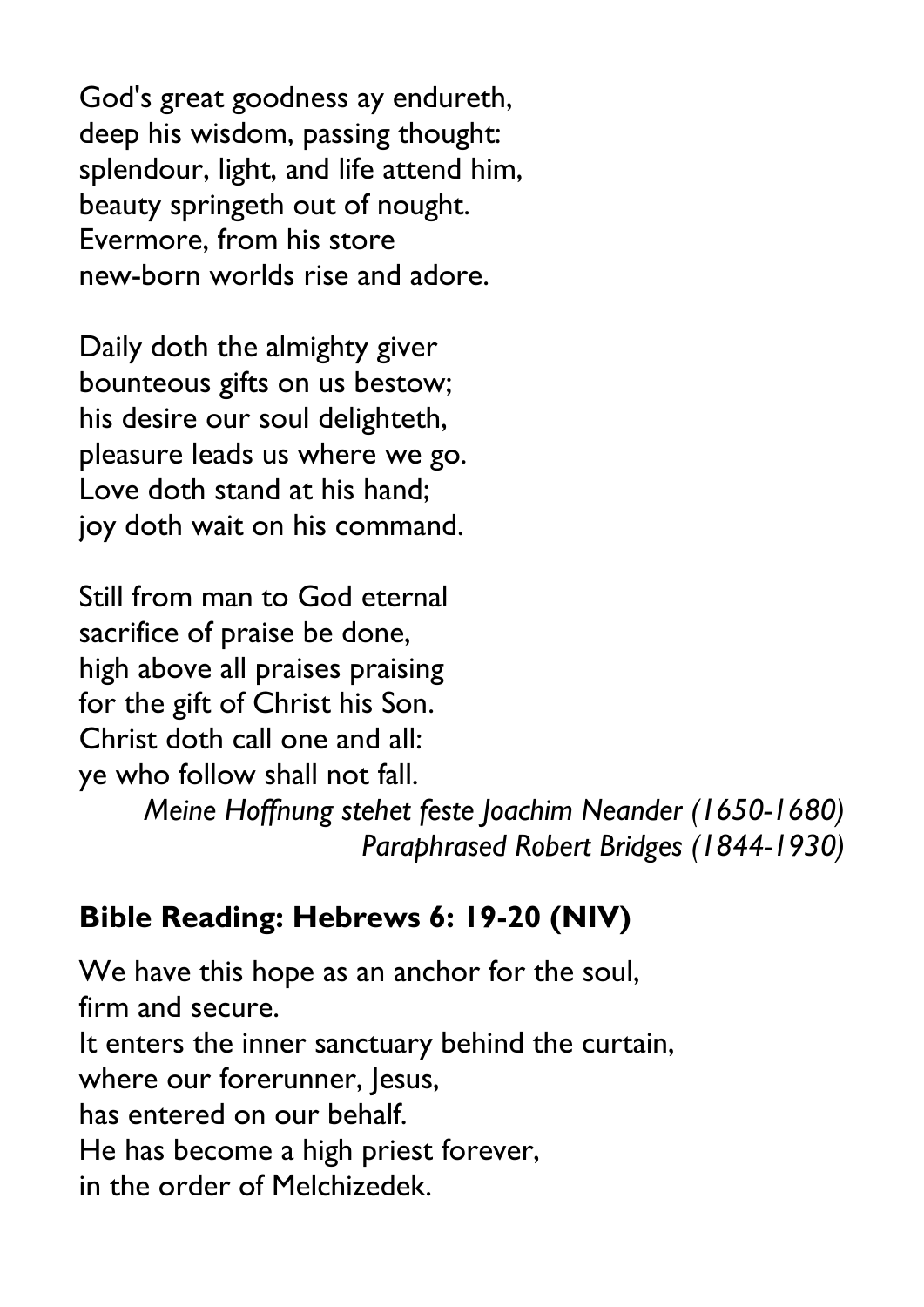God's great goodness ay endureth,
deep his wisdom, passing thought:
splendour, light, and life attend him,
beauty springeth out of nought.
Evermore, from his store
new-born worlds rise and adore.

Daily doth the almighty giver
bounteous gifts on us bestow;
his desire our soul delighteth,
pleasure leads us where we go.
Love doth stand at his hand;
joy doth wait on his command.

Still from man to God eternal
sacrifice of praise be done,
high above all praises praising
for the gift of Christ his Son.
Christ doth call one and all:
ye who follow shall not fall.

*Meine Hoffnung stehet feste Joachim Neander (1650-1680)*
*Paraphrased Robert Bridges (1844-1930)*

**Bible Reading: Hebrews 6: 19-20 (NIV)**

We have this hope as an anchor for the soul,
firm and secure.
It enters the inner sanctuary behind the curtain,
where our forerunner, Jesus,
has entered on our behalf.
He has become a high priest forever,
in the order of Melchizedek.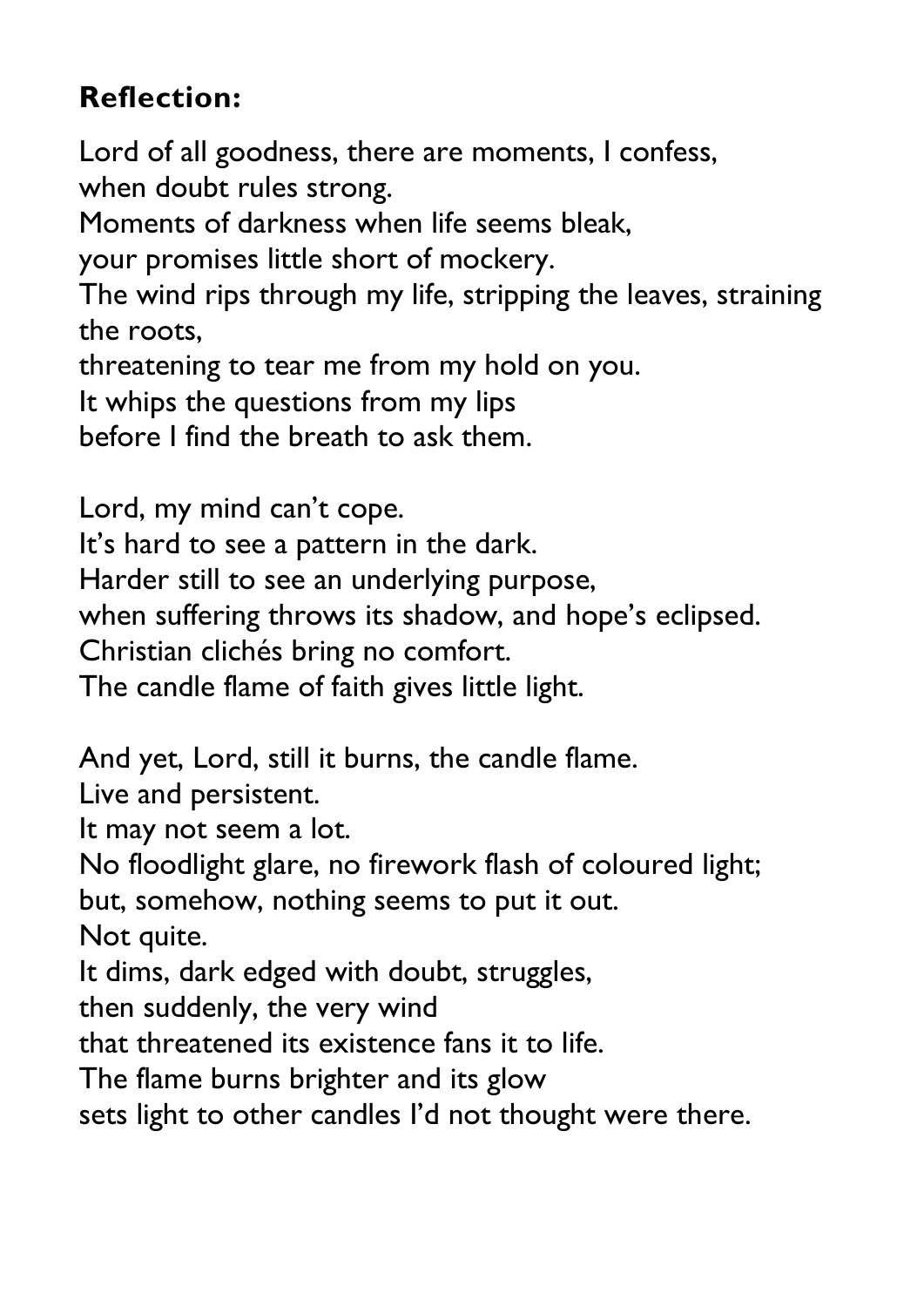**Reflection:**

Lord of all goodness, there are moments, I confess,
when doubt rules strong.
Moments of darkness when life seems bleak,
your promises little short of mockery.
The wind rips through my life, stripping the leaves, straining the roots,
threatening to tear me from my hold on you.
It whips the questions from my lips
before I find the breath to ask them.

Lord, my mind can't cope.
It's hard to see a pattern in the dark.
Harder still to see an underlying purpose,
when suffering throws its shadow, and hope's eclipsed.
Christian clichés bring no comfort.
The candle flame of faith gives little light.

And yet, Lord, still it burns, the candle flame.
Live and persistent.
It may not seem a lot.
No floodlight glare, no firework flash of coloured light;
but, somehow, nothing seems to put it out.
Not quite.
It dims, dark edged with doubt, struggles,
then suddenly, the very wind
that threatened its existence fans it to life.
The flame burns brighter and its glow
sets light to other candles I'd not thought were there.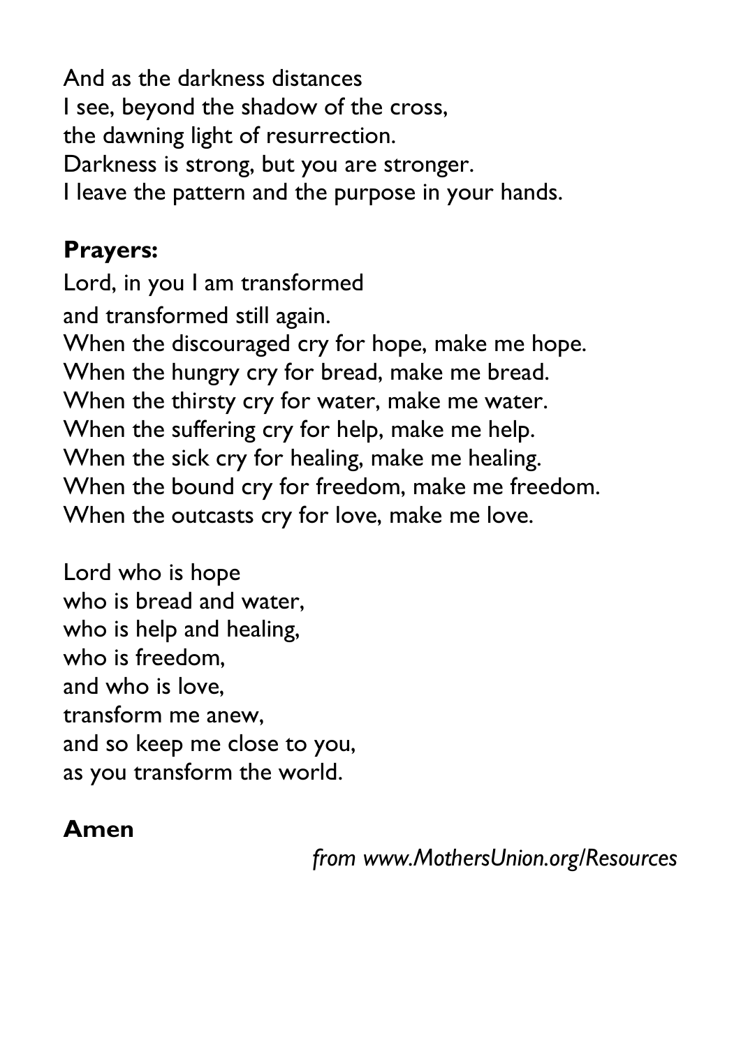And as the darkness distances
I see, beyond the shadow of the cross,
the dawning light of resurrection.
Darkness is strong, but you are stronger.
I leave the pattern and the purpose in your hands.

**Prayers:**

Lord, in you I am transformed
and transformed still again.
When the discouraged cry for hope, make me hope.
When the hungry cry for bread, make me bread.
When the thirsty cry for water, make me water.
When the suffering cry for help, make me help.
When the sick cry for healing, make me healing.
When the bound cry for freedom, make me freedom.
When the outcasts cry for love, make me love.

Lord who is hope
who is bread and water,
who is help and healing,
who is freedom,
and who is love,
transform me anew,
and so keep me close to you,
as you transform the world.

**Amen**

*from www.MothersUnion.org/Resources*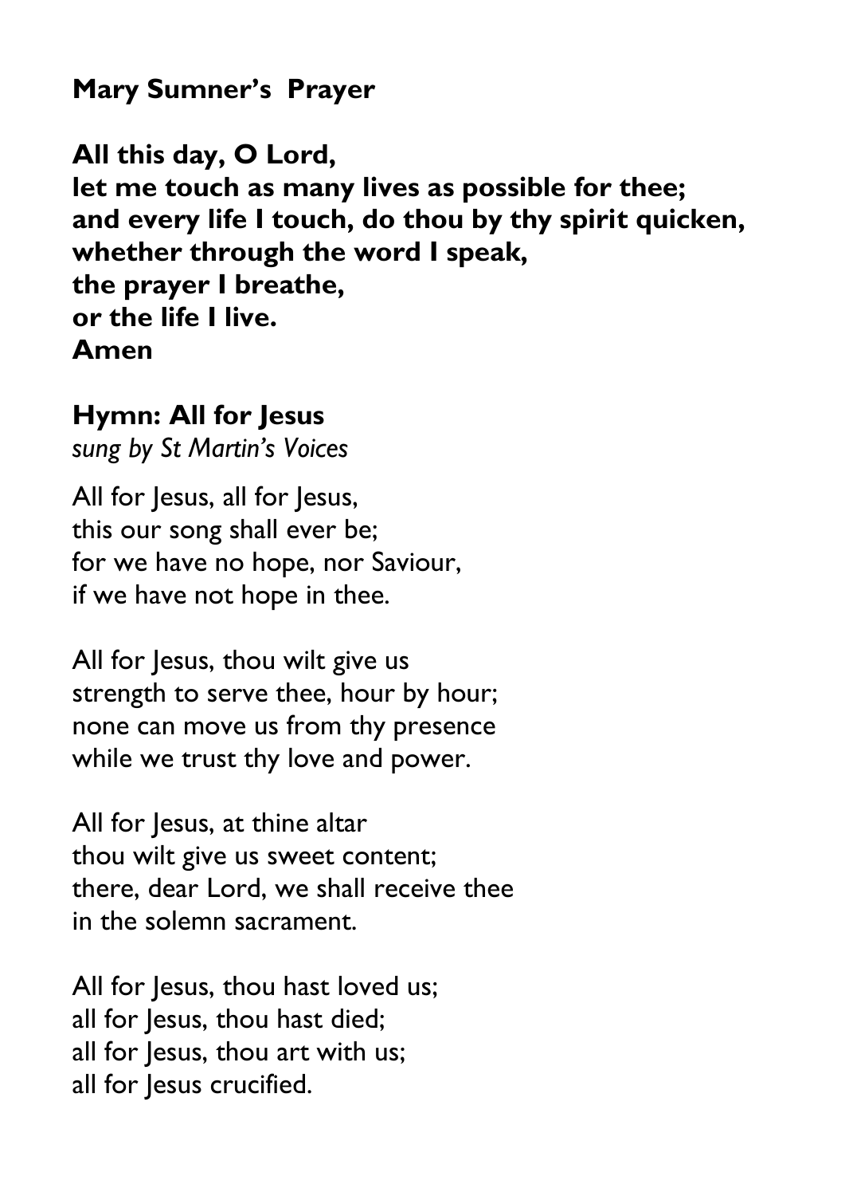## Mary Sumner's Prayer

**All this day, O Lord,**
**let me touch as many lives as possible for thee;**
**and every life I touch, do thou by thy spirit quicken,**
**whether through the word I speak,**
**the prayer I breathe,**
**or the life I live.**
**Amen**

## Hymn: All for Jesus

*sung by St Martin's Voices*

All for Jesus, all for Jesus,
this our song shall ever be;
for we have no hope, nor Saviour,
if we have not hope in thee.

All for Jesus, thou wilt give us
strength to serve thee, hour by hour;
none can move us from thy presence
while we trust thy love and power.

All for Jesus, at thine altar
thou wilt give us sweet content;
there, dear Lord, we shall receive thee
in the solemn sacrament.

All for Jesus, thou hast loved us;
all for Jesus, thou hast died;
all for Jesus, thou art with us;
all for Jesus crucified.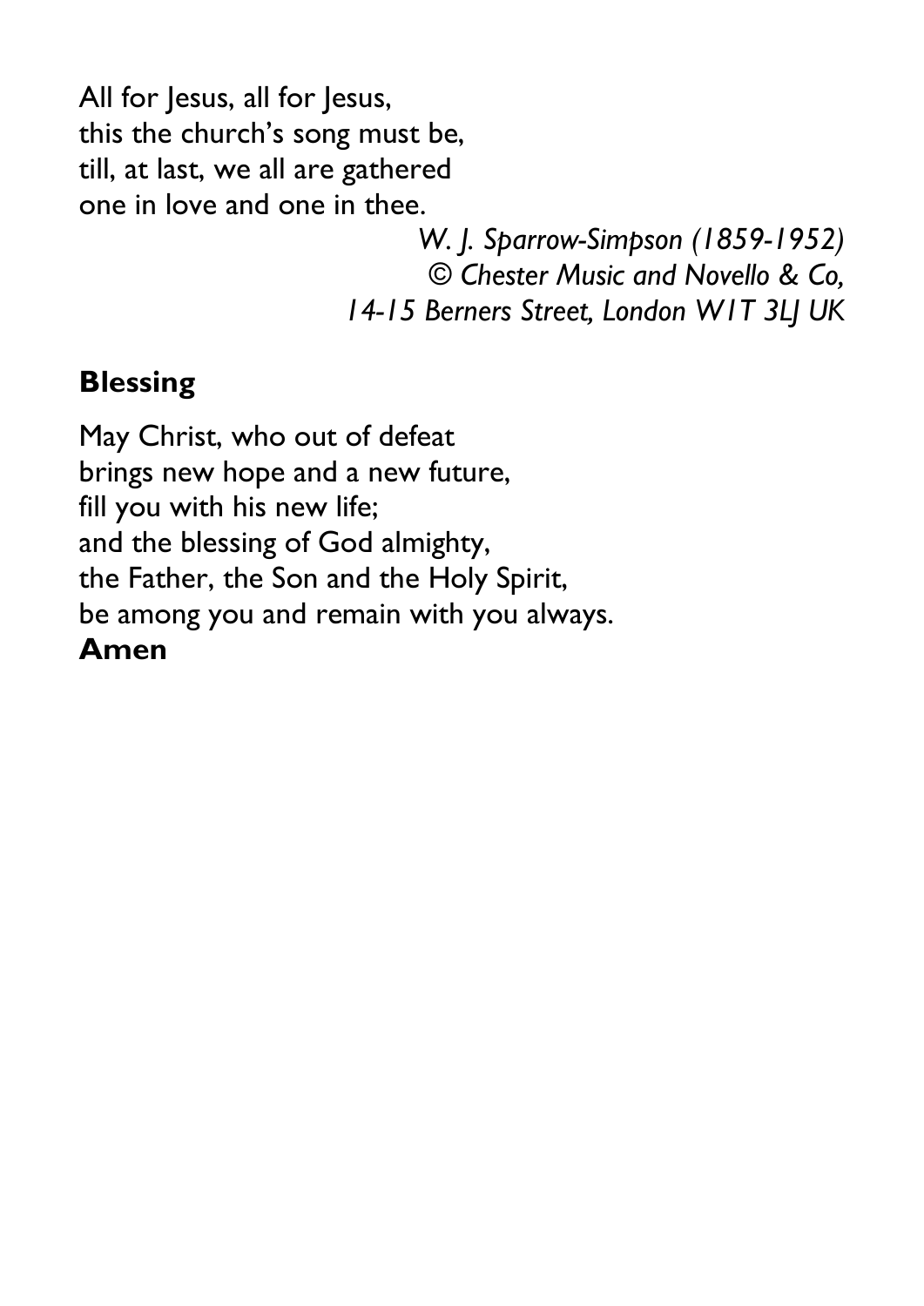All for Jesus, all for Jesus,
this the church's song must be,
till, at last, we all are gathered
one in love and one in thee.

*W. J. Sparrow-Simpson (1859-1952)*
*© Chester Music and Novello & Co,*
*14-15 Berners Street, London W1T 3LJ UK*

## Blessing

May Christ, who out of defeat
brings new hope and a new future,
fill you with his new life;
and the blessing of God almighty,
the Father, the Son and the Holy Spirit,
be among you and remain with you always.
**Amen**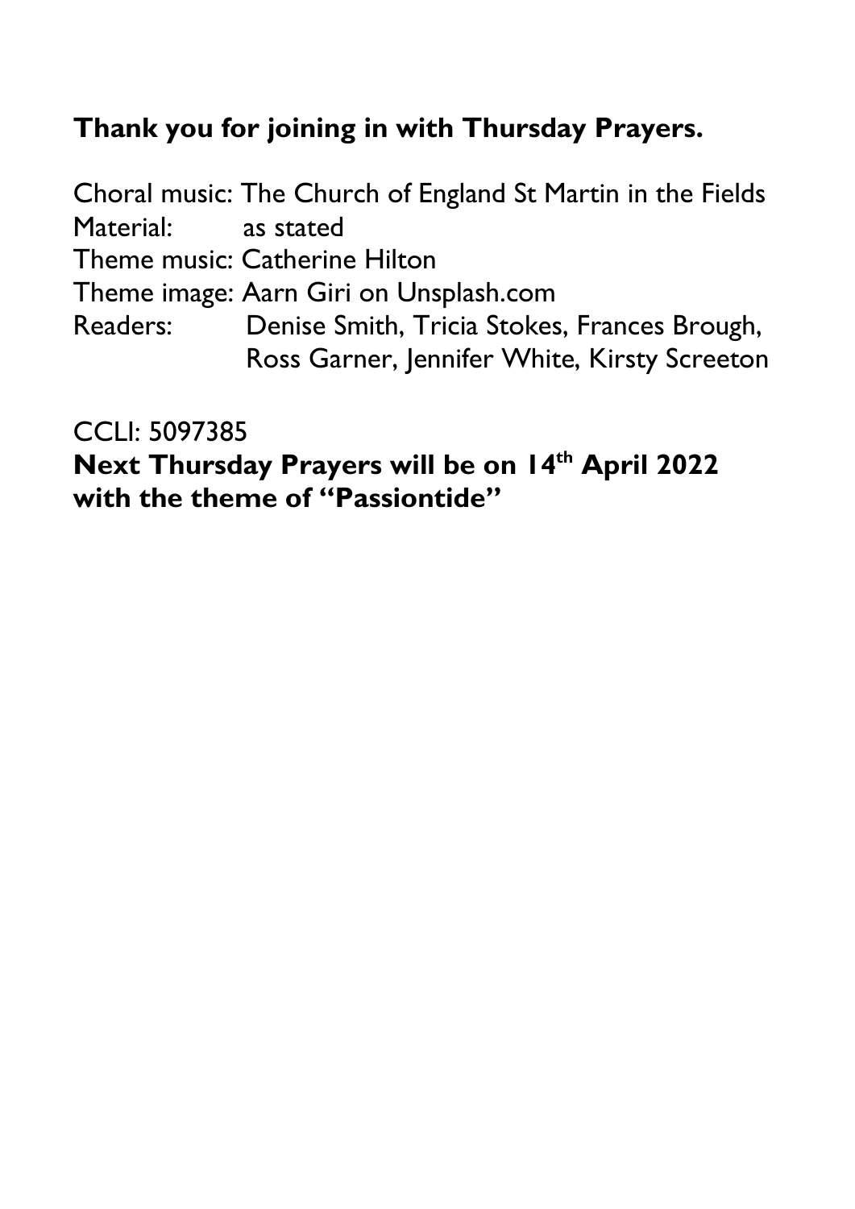**Thank you for joining in with Thursday Prayers.**

Choral music: The Church of England St Martin in the Fields
Material: as stated
Theme music: Catherine Hilton
Theme image: Aarn Giri on Unsplash.com
Readers: Denise Smith, Tricia Stokes, Frances Brough, Ross Garner, Jennifer White, Kirsty Screeton

CCLI: 5097385

**Next Thursday Prayers will be on 14th April 2022 with the theme of "Passiontide"**